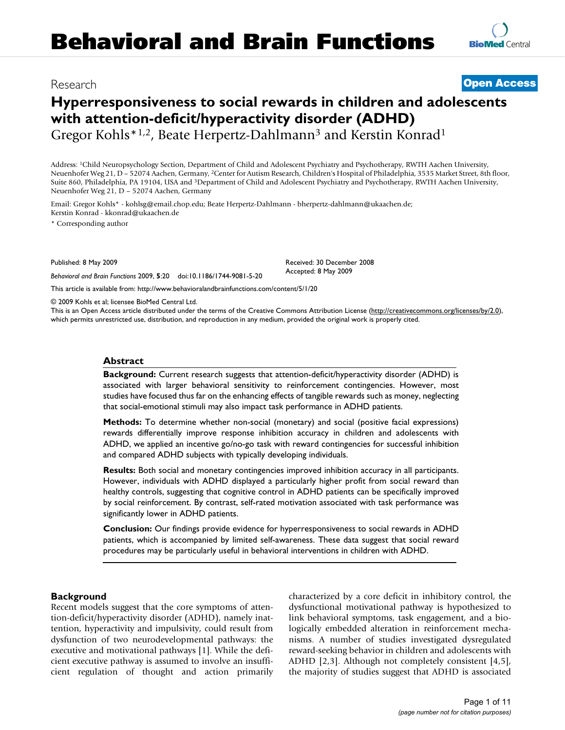# Behavioral and Brain Functions

Research

**Open Access**

## Hyperresponsiveness to social rewards in children and adolescents with attention-deficit/hyperactivity disorder (ADHD)

Gregor Kohls*[1,2], Beate Herpertz-Dahlmann[3] and Kerstin Konrad[1]

Address: [1]Child Neuropsychology Section, Department of Child and Adolescent Psychiatry and Psychotherapy, RWTH Aachen University, Neuenhofer Weg 21, D – 52074 Aachen, Germany, [2]Center for Autism Research, Children's Hospital of Philadelphia, 3535 Market Street, 8th floor, Suite 860, Philadelphia, PA 19104, USA and [3]Department of Child and Adolescent Psychiatry and Psychotherapy, RWTH Aachen University, Neuenhofer Weg 21, D – 52074 Aachen, Germany

Email: Gregor Kohls* - kohlsg@email.chop.edu; Beate Herpertz-Dahlmann - bherpertz-dahlmann@ukaachen.de; Kerstin Konrad - kkonrad@ukaachen.de

* Corresponding author

Published: 8 May 2009

*Behavioral and Brain Functions* 2009, **5**:20 doi:10.1186/1744-9081-5-20

Received: 30 December 2008

Accepted: 8 May 2009

This article is available from: http://www.behavioralandbrainfunctions.com/content/5/1/20

© 2009 Kohls et al; licensee BioMed Central Ltd.

This is an Open Access article distributed under the terms of the Creative Commons Attribution License (http://creativecommons.org/licenses/by/2.0), which permits unrestricted use, distribution, and reproduction in any medium, provided the original work is properly cited.

### Abstract

**Background:** Current research suggests that attention-deficit/hyperactivity disorder (ADHD) is associated with larger behavioral sensitivity to reinforcement contingencies. However, most studies have focused thus far on the enhancing effects of tangible rewards such as money, neglecting that social-emotional stimuli may also impact task performance in ADHD patients.

**Methods:** To determine whether non-social (monetary) and social (positive facial expressions) rewards differentially improve response inhibition accuracy in children and adolescents with ADHD, we applied an incentive go/no-go task with reward contingencies for successful inhibition and compared ADHD subjects with typically developing individuals.

**Results:** Both social and monetary contingencies improved inhibition accuracy in all participants. However, individuals with ADHD displayed a particularly higher profit from social reward than healthy controls, suggesting that cognitive control in ADHD patients can be specifically improved by social reinforcement. By contrast, self-rated motivation associated with task performance was significantly lower in ADHD patients.

**Conclusion:** Our findings provide evidence for hyperresponsiveness to social rewards in ADHD patients, which is accompanied by limited self-awareness. These data suggest that social reward procedures may be particularly useful in behavioral interventions in children with ADHD.

### Background

Recent models suggest that the core symptoms of attention-deficit/hyperactivity disorder (ADHD), namely inattention, hyperactivity and impulsivity, could result from dysfunction of two neurodevelopmental pathways: the executive and motivational pathways [1]. While the deficient executive pathway is assumed to involve an insufficient regulation of thought and action primarily characterized by a core deficit in inhibitory control, the dysfunctional motivational pathway is hypothesized to link behavioral symptoms, task engagement, and a biologically embedded alteration in reinforcement mechanisms. A number of studies investigated dysregulated reward-seeking behavior in children and adolescents with ADHD [2,3]. Although not completely consistent [4,5], the majority of studies suggest that ADHD is associated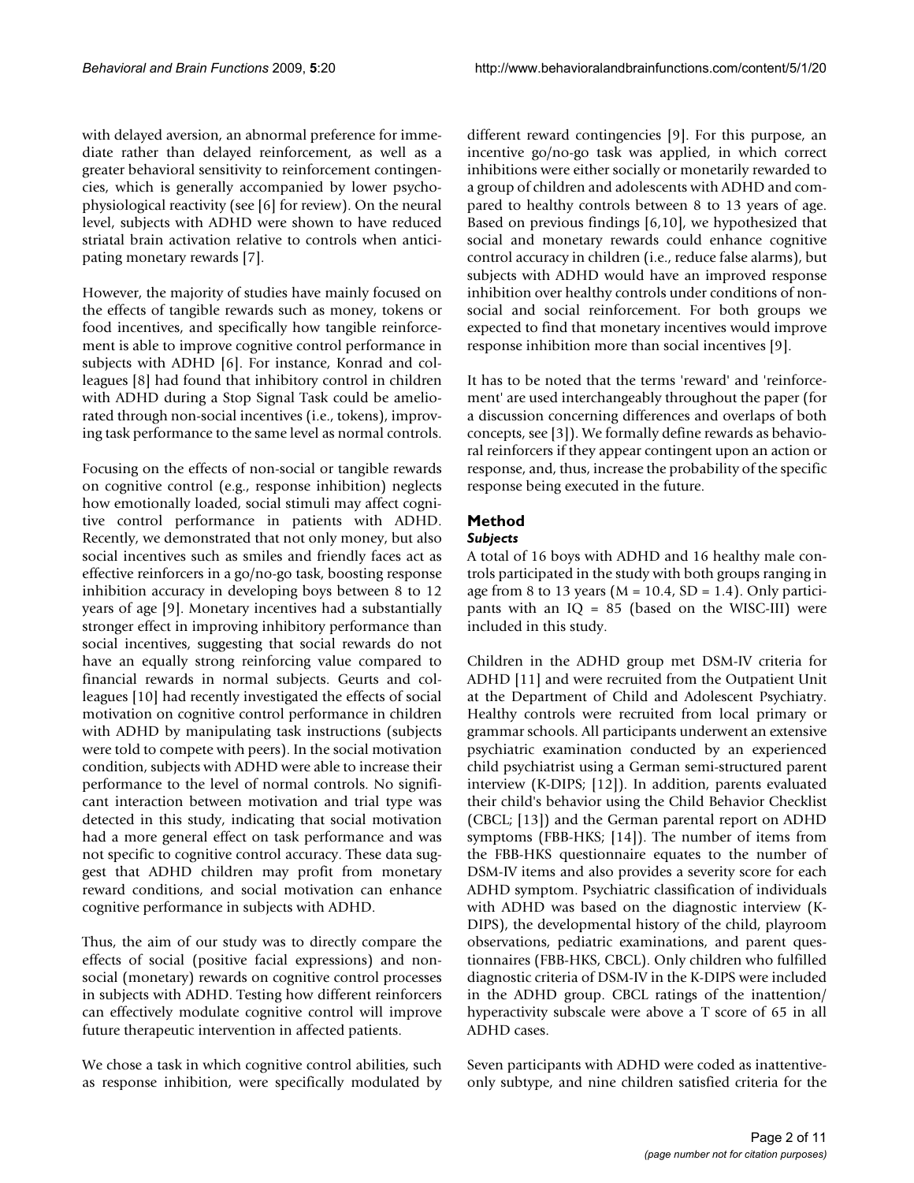with delayed aversion, an abnormal preference for immediate rather than delayed reinforcement, as well as a greater behavioral sensitivity to reinforcement contingencies, which is generally accompanied by lower psychophysiological reactivity (see [6] for review). On the neural level, subjects with ADHD were shown to have reduced striatal brain activation relative to controls when anticipating monetary rewards [7].

However, the majority of studies have mainly focused on the effects of tangible rewards such as money, tokens or food incentives, and specifically how tangible reinforcement is able to improve cognitive control performance in subjects with ADHD [6]. For instance, Konrad and colleagues [8] had found that inhibitory control in children with ADHD during a Stop Signal Task could be ameliorated through non-social incentives (i.e., tokens), improving task performance to the same level as normal controls.

Focusing on the effects of non-social or tangible rewards on cognitive control (e.g., response inhibition) neglects how emotionally loaded, social stimuli may affect cognitive control performance in patients with ADHD. Recently, we demonstrated that not only money, but also social incentives such as smiles and friendly faces act as effective reinforcers in a go/no-go task, boosting response inhibition accuracy in developing boys between 8 to 12 years of age [9]. Monetary incentives had a substantially stronger effect in improving inhibitory performance than social incentives, suggesting that social rewards do not have an equally strong reinforcing value compared to financial rewards in normal subjects. Geurts and colleagues [10] had recently investigated the effects of social motivation on cognitive control performance in children with ADHD by manipulating task instructions (subjects were told to compete with peers). In the social motivation condition, subjects with ADHD were able to increase their performance to the level of normal controls. No significant interaction between motivation and trial type was detected in this study, indicating that social motivation had a more general effect on task performance and was not specific to cognitive control accuracy. These data suggest that ADHD children may profit from monetary reward conditions, and social motivation can enhance cognitive performance in subjects with ADHD.

Thus, the aim of our study was to directly compare the effects of social (positive facial expressions) and non-social (monetary) rewards on cognitive control processes in subjects with ADHD. Testing how different reinforcers can effectively modulate cognitive control will improve future therapeutic intervention in affected patients.

We chose a task in which cognitive control abilities, such as response inhibition, were specifically modulated by different reward contingencies [9]. For this purpose, an incentive go/no-go task was applied, in which correct inhibitions were either socially or monetarily rewarded to a group of children and adolescents with ADHD and compared to healthy controls between 8 to 13 years of age. Based on previous findings [6,10], we hypothesized that social and monetary rewards could enhance cognitive control accuracy in children (i.e., reduce false alarms), but subjects with ADHD would have an improved response inhibition over healthy controls under conditions of non-social and social reinforcement. For both groups we expected to find that monetary incentives would improve response inhibition more than social incentives [9].

It has to be noted that the terms 'reward' and 'reinforcement' are used interchangeably throughout the paper (for a discussion concerning differences and overlaps of both concepts, see [3]). We formally define rewards as behavioral reinforcers if they appear contingent upon an action or response, and, thus, increase the probability of the specific response being executed in the future.

## Method

### Subjects

A total of 16 boys with ADHD and 16 healthy male controls participated in the study with both groups ranging in age from 8 to 13 years (M = 10.4, SD = 1.4). Only participants with an IQ = 85 (based on the WISC-III) were included in this study.

Children in the ADHD group met DSM-IV criteria for ADHD [11] and were recruited from the Outpatient Unit at the Department of Child and Adolescent Psychiatry. Healthy controls were recruited from local primary or grammar schools. All participants underwent an extensive psychiatric examination conducted by an experienced child psychiatrist using a German semi-structured parent interview (K-DIPS; [12]). In addition, parents evaluated their child's behavior using the Child Behavior Checklist (CBCL; [13]) and the German parental report on ADHD symptoms (FBB-HKS; [14]). The number of items from the FBB-HKS questionnaire equates to the number of DSM-IV items and also provides a severity score for each ADHD symptom. Psychiatric classification of individuals with ADHD was based on the diagnostic interview (K-DIPS), the developmental history of the child, playroom observations, pediatric examinations, and parent questionnaires (FBB-HKS, CBCL). Only children who fulfilled diagnostic criteria of DSM-IV in the K-DIPS were included in the ADHD group. CBCL ratings of the inattention/hyperactivity subscale were above a T score of 65 in all ADHD cases.

Seven participants with ADHD were coded as inattentive-only subtype, and nine children satisfied criteria for the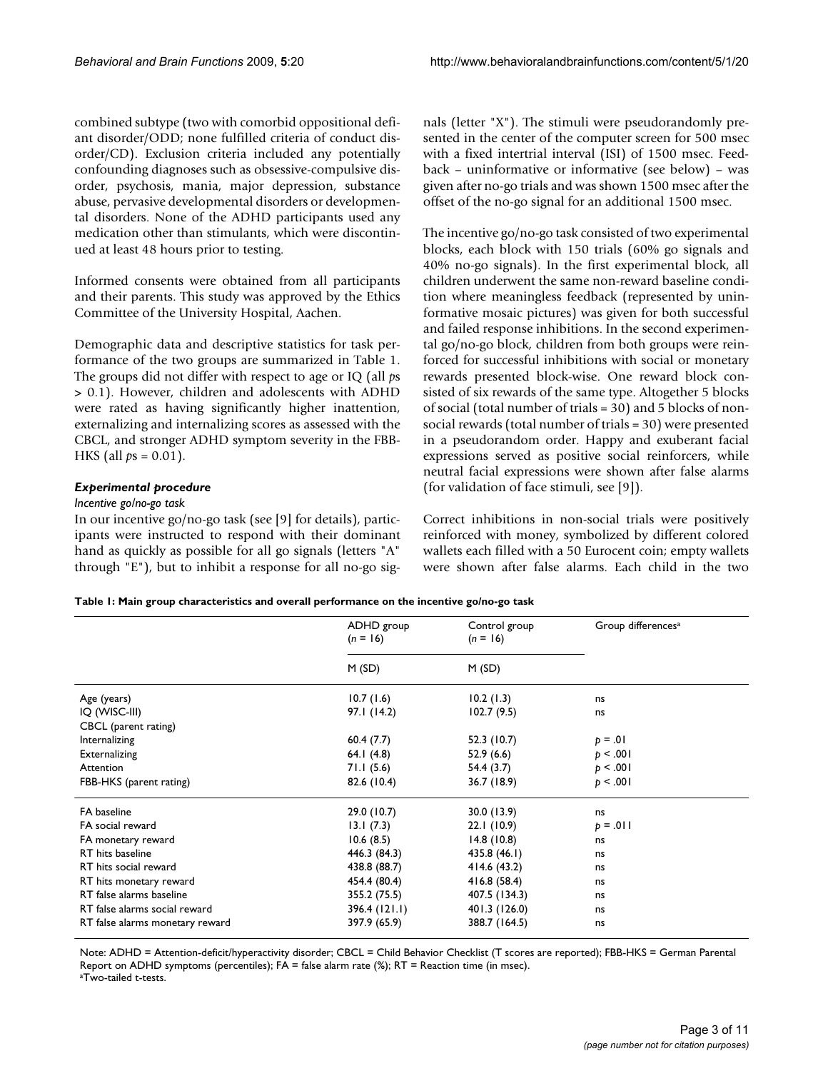combined subtype (two with comorbid oppositional defiant disorder/ODD; none fulfilled criteria of conduct disorder/CD). Exclusion criteria included any potentially confounding diagnoses such as obsessive-compulsive disorder, psychosis, mania, major depression, substance abuse, pervasive developmental disorders or developmental disorders. None of the ADHD participants used any medication other than stimulants, which were discontinued at least 48 hours prior to testing.

Informed consents were obtained from all participants and their parents. This study was approved by the Ethics Committee of the University Hospital, Aachen.

Demographic data and descriptive statistics for task performance of the two groups are summarized in Table 1. The groups did not differ with respect to age or IQ (all *p*s > 0.1). However, children and adolescents with ADHD were rated as having significantly higher inattention, externalizing and internalizing scores as assessed with the CBCL, and stronger ADHD symptom severity in the FBB-HKS (all *p*s = 0.01).

### *Experimental procedure*

*Incentive go/no-go task*

In our incentive go/no-go task (see [9] for details), participants were instructed to respond with their dominant hand as quickly as possible for all go signals (letters "A" through "E"), but to inhibit a response for all no-go signals (letter "X"). The stimuli were pseudorandomly presented in the center of the computer screen for 500 msec with a fixed intertrial interval (ISI) of 1500 msec. Feedback – uninformative or informative (see below) – was given after no-go trials and was shown 1500 msec after the offset of the no-go signal for an additional 1500 msec.

The incentive go/no-go task consisted of two experimental blocks, each block with 150 trials (60% go signals and 40% no-go signals). In the first experimental block, all children underwent the same non-reward baseline condition where meaningless feedback (represented by uninformative mosaic pictures) was given for both successful and failed response inhibitions. In the second experimental go/no-go block, children from both groups were reinforced for successful inhibitions with social or monetary rewards presented block-wise. One reward block consisted of six rewards of the same type. Altogether 5 blocks of social (total number of trials = 30) and 5 blocks of non-social rewards (total number of trials = 30) were presented in a pseudorandom order. Happy and exuberant facial expressions served as positive social reinforcers, while neutral facial expressions were shown after false alarms (for validation of face stimuli, see [9]).

Correct inhibitions in non-social trials were positively reinforced with money, symbolized by different colored wallets each filled with a 50 Eurocent coin; empty wallets were shown after false alarms. Each child in the two

**Table 1: Main group characteristics and overall performance on the incentive go/no-go task**

| | ADHD group ($n$ = 16) | Control group ($n$ = 16) | Group differences[a] |
|---|---|---|---|
| | M (SD) | M (SD) | |
| Age (years) | 10.7 (1.6) | 10.2 (1.3) | ns |
| IQ (WISC-III) | 97.1 (14.2) | 102.7 (9.5) | ns |
| CBCL (parent rating) | | | |
| Internalizing | 60.4 (7.7) | 52.3 (10.7) | $p = .01$ |
| Externalizing | 64.1 (4.8) | 52.9 (6.6) | $p < .001$ |
| Attention | 71.1 (5.6) | 54.4 (3.7) | $p < .001$ |
| FBB-HKS (parent rating) | 82.6 (10.4) | 36.7 (18.9) | $p < .001$ |
| FA baseline | 29.0 (10.7) | 30.0 (13.9) | ns |
| FA social reward | 13.1 (7.3) | 22.1 (10.9) | $p = .011$ |
| FA monetary reward | 10.6 (8.5) | 14.8 (10.8) | ns |
| RT hits baseline | 446.3 (84.3) | 435.8 (46.1) | ns |
| RT hits social reward | 438.8 (88.7) | 414.6 (43.2) | ns |
| RT hits monetary reward | 454.4 (80.4) | 416.8 (58.4) | ns |
| RT false alarms baseline | 355.2 (75.5) | 407.5 (134.3) | ns |
| RT false alarms social reward | 396.4 (121.1) | 401.3 (126.0) | ns |
| RT false alarms monetary reward | 397.9 (65.9) | 388.7 (164.5) | ns |

Note: ADHD = Attention-deficit/hyperactivity disorder; CBCL = Child Behavior Checklist (T scores are reported); FBB-HKS = German Parental Report on ADHD symptoms (percentiles); FA = false alarm rate (%); RT = Reaction time (in msec).
[a]Two-tailed t-tests.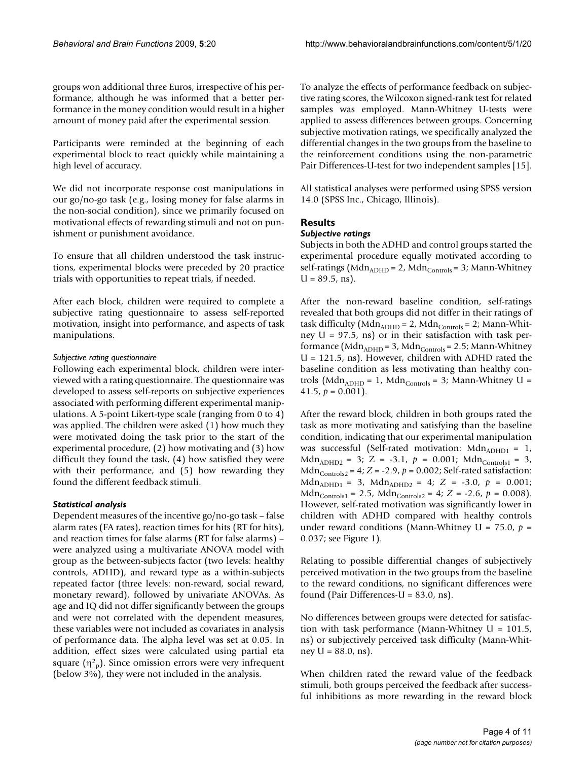groups won additional three Euros, irrespective of his performance, although he was informed that a better performance in the money condition would result in a higher amount of money paid after the experimental session.

Participants were reminded at the beginning of each experimental block to react quickly while maintaining a high level of accuracy.

We did not incorporate response cost manipulations in our go/no-go task (e.g., losing money for false alarms in the non-social condition), since we primarily focused on motivational effects of rewarding stimuli and not on punishment or punishment avoidance.

To ensure that all children understood the task instructions, experimental blocks were preceded by 20 practice trials with opportunities to repeat trials, if needed.

After each block, children were required to complete a subjective rating questionnaire to assess self-reported motivation, insight into performance, and aspects of task manipulations.

#### *Subjective rating questionnaire*

Following each experimental block, children were interviewed with a rating questionnaire. The questionnaire was developed to assess self-reports on subjective experiences associated with performing different experimental manipulations. A 5-point Likert-type scale (ranging from 0 to 4) was applied. The children were asked (1) how much they were motivated doing the task prior to the start of the experimental procedure, (2) how motivating and (3) how difficult they found the task, (4) how satisfied they were with their performance, and (5) how rewarding they found the different feedback stimuli.

### *Statistical analysis*

Dependent measures of the incentive go/no-go task – false alarm rates (FA rates), reaction times for hits (RT for hits), and reaction times for false alarms (RT for false alarms) – were analyzed using a multivariate ANOVA model with group as the between-subjects factor (two levels: healthy controls, ADHD), and reward type as a within-subjects repeated factor (three levels: non-reward, social reward, monetary reward), followed by univariate ANOVAs. As age and IQ did not differ significantly between the groups and were not correlated with the dependent measures, these variables were not included as covariates in analysis of performance data. The alpha level was set at 0.05. In addition, effect sizes were calculated using partial eta square ($\eta^2_p$). Since omission errors were very infrequent (below 3%), they were not included in the analysis.

To analyze the effects of performance feedback on subjective rating scores, the Wilcoxon signed-rank test for related samples was employed. Mann-Whitney U-tests were applied to assess differences between groups. Concerning subjective motivation ratings, we specifically analyzed the differential changes in the two groups from the baseline to the reinforcement conditions using the non-parametric Pair Differences-U-test for two independent samples [15].

All statistical analyses were performed using SPSS version 14.0 (SPSS Inc., Chicago, Illinois).

## Results

### *Subjective ratings*

Subjects in both the ADHD and control groups started the experimental procedure equally motivated according to self-ratings ($Mdn_{ADHD} = 2$, $Mdn_{Controls} = 3$; Mann-Whitney $U = 89.5$, ns).

After the non-reward baseline condition, self-ratings revealed that both groups did not differ in their ratings of task difficulty ($Mdn_{ADHD} = 2$, $Mdn_{Controls} = 2$; Mann-Whitney $U = 97.5$, ns) or in their satisfaction with task performance ($Mdn_{ADHD} = 3$, $Mdn_{Controls} = 2.5$; Mann-Whitney $U = 121.5$, ns). However, children with ADHD rated the baseline condition as less motivating than healthy controls ($Mdn_{ADHD} = 1$, $Mdn_{Controls} = 3$; Mann-Whitney $U = 41.5$, $p = 0.001$).

After the reward block, children in both groups rated the task as more motivating and satisfying than the baseline condition, indicating that our experimental manipulation was successful (Self-rated motivation: $Mdn_{ADHD1} = 1$, $Mdn_{ADHD2} = 3$; $Z = -3.1$, $p = 0.001$; $Mdn_{Controls1} = 3$, $Mdn_{Controls2} = 4$; $Z = -2.9$, $p = 0.002$; Self-rated satisfaction: $Mdn_{ADHD1} = 3$, $Mdn_{ADHD2} = 4$; $Z = -3.0$, $p = 0.001$; $Mdn_{Controls1} = 2.5$, $Mdn_{Controls2} = 4$; $Z = -2.6$, $p = 0.008$). However, self-rated motivation was significantly lower in children with ADHD compared with healthy controls under reward conditions (Mann-Whitney $U = 75.0$, $p = 0.037$; see Figure 1).

Relating to possible differential changes of subjectively perceived motivation in the two groups from the baseline to the reward conditions, no significant differences were found (Pair Differences-$U = 83.0$, ns).

No differences between groups were detected for satisfaction with task performance (Mann-Whitney $U = 101.5$, ns) or subjectively perceived task difficulty (Mann-Whitney $U = 88.0$, ns).

When children rated the reward value of the feedback stimuli, both groups perceived the feedback after successful inhibitions as more rewarding in the reward block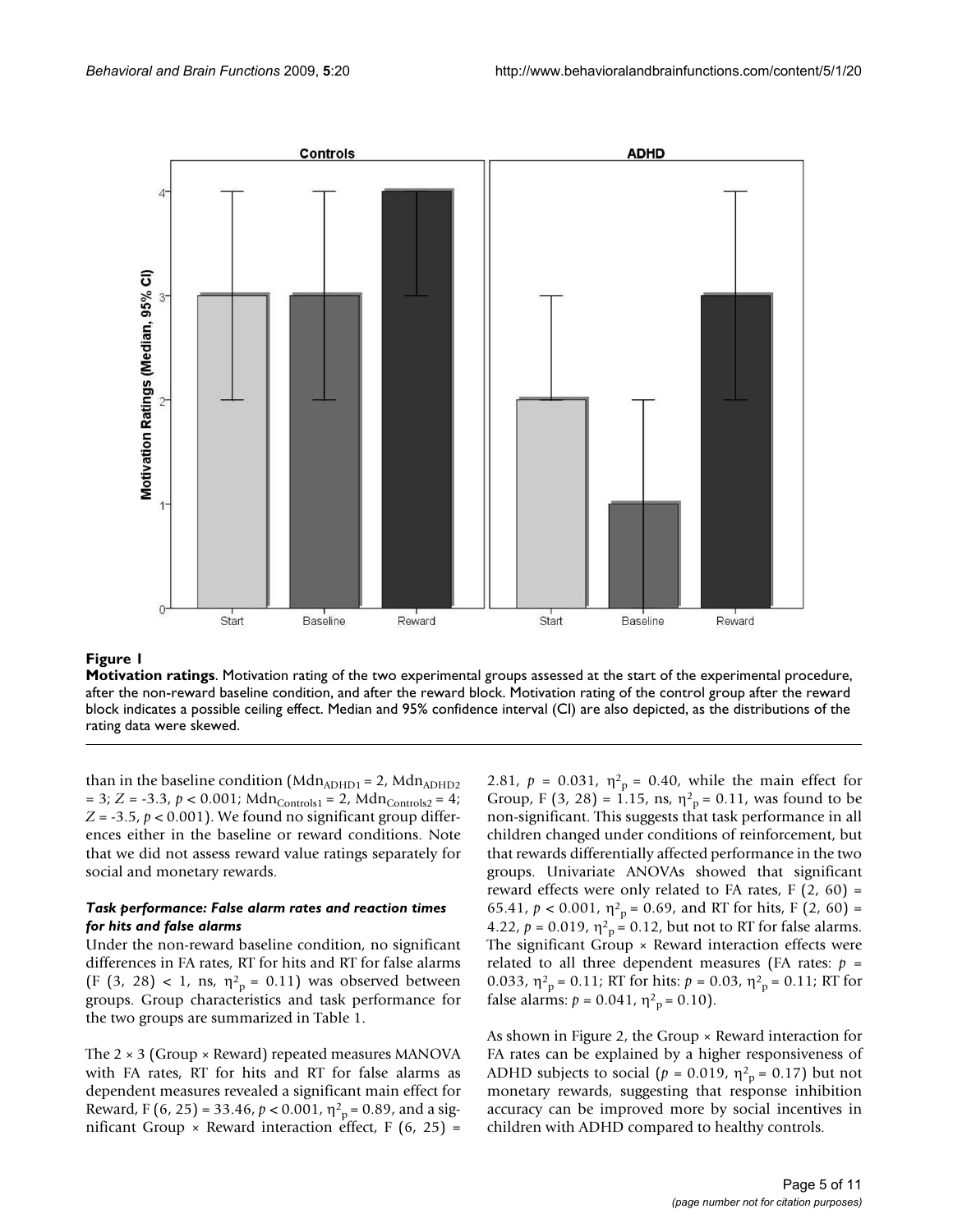**Figure 1**

**Motivation ratings**. Motivation rating of the two experimental groups assessed at the start of the experimental procedure, after the non-reward baseline condition, and after the reward block. Motivation rating of the control group after the reward block indicates a possible ceiling effect. Median and 95% confidence interval (CI) are also depicted, as the distributions of the rating data were skewed.

than in the baseline condition ($Mdn_{ADHD1} = 2$, $Mdn_{ADHD2} = 3$; $Z = -3.3$, $p < 0.001$; $Mdn_{Controls1} = 2$, $Mdn_{Controls2} = 4$; $Z = -3.5$, $p < 0.001$). We found no significant group differences either in the baseline or reward conditions. Note that we did not assess reward value ratings separately for social and monetary rewards.

### *Task performance: False alarm rates and reaction times for hits and false alarms*

Under the non-reward baseline condition, no significant differences in FA rates, RT for hits and RT for false alarms ($F\ (3, 28) < 1$, ns, $\eta^2_p = 0.11$) was observed between groups. Group characteristics and task performance for the two groups are summarized in Table 1.

The 2 × 3 (Group × Reward) repeated measures MANOVA with FA rates, RT for hits and RT for false alarms as dependent measures revealed a significant main effect for Reward, $F\ (6, 25) = 33.46$, $p < 0.001$, $\eta^2_p = 0.89$, and a significant Group × Reward interaction effect, $F\ (6, 25) = 2.81$, $p = 0.031$, $\eta^2_p = 0.40$, while the main effect for Group, $F\ (3, 28) = 1.15$, ns, $\eta^2_p = 0.11$, was found to be non-significant. This suggests that task performance in all children changed under conditions of reinforcement, but that rewards differentially affected performance in the two groups. Univariate ANOVAs showed that significant reward effects were only related to FA rates, $F\ (2, 60) = 65.41$, $p < 0.001$, $\eta^2_p = 0.69$, and RT for hits, $F\ (2, 60) = 4.22$, $p = 0.019$, $\eta^2_p = 0.12$, but not to RT for false alarms. The significant Group × Reward interaction effects were related to all three dependent measures (FA rates: $p = 0.033$, $\eta^2_p = 0.11$; RT for hits: $p = 0.03$, $\eta^2_p = 0.11$; RT for false alarms: $p = 0.041$, $\eta^2_p = 0.10$).

As shown in Figure 2, the Group × Reward interaction for FA rates can be explained by a higher responsiveness of ADHD subjects to social ($p = 0.019$, $\eta^2_p = 0.17$) but not monetary rewards, suggesting that response inhibition accuracy can be improved more by social incentives in children with ADHD compared to healthy controls.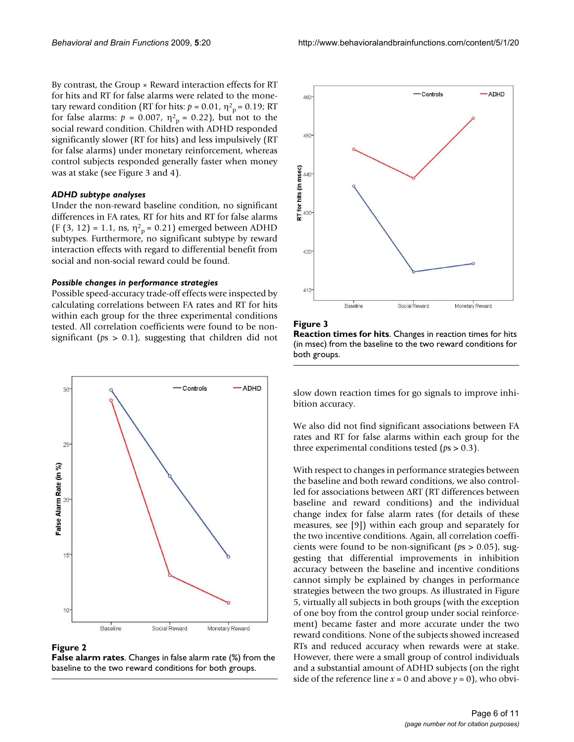By contrast, the Group × Reward interaction effects for RT for hits and RT for false alarms were related to the monetary reward condition (RT for hits: $p = 0.01$, $\eta^2_p = 0.19$; RT for false alarms: $p = 0.007$, $\eta^2_p = 0.22$), but not to the social reward condition. Children with ADHD responded significantly slower (RT for hits) and less impulsively (RT for false alarms) under monetary reinforcement, whereas control subjects responded generally faster when money was at stake (see Figure 3 and 4).

### *ADHD subtype analyses*

Under the non-reward baseline condition, no significant differences in FA rates, RT for hits and RT for false alarms ($F(3, 12) = 1.1$, ns, $\eta^2_p = 0.21$) emerged between ADHD subtypes. Furthermore, no significant subtype by reward interaction effects with regard to differential benefit from social and non-social reward could be found.

### *Possible changes in performance strategies*

Possible speed-accuracy trade-off effects were inspected by calculating correlations between FA rates and RT for hits within each group for the three experimental conditions tested. All correlation coefficients were found to be non-significant ($ps > 0.1$), suggesting that children did not slow down reaction times for go signals to improve inhibition accuracy.

We also did not find significant associations between FA rates and RT for false alarms within each group for the three experimental conditions tested ($ps > 0.3$).

With respect to changes in performance strategies between the baseline and both reward conditions, we also controlled for associations between ΔRT (RT differences between baseline and reward conditions) and the individual change index for false alarm rates (for details of these measures, see [9]) within each group and separately for the two incentive conditions. Again, all correlation coefficients were found to be non-significant ($ps > 0.05$), suggesting that differential improvements in inhibition accuracy between the baseline and incentive conditions cannot simply be explained by changes in performance strategies between the two groups. As illustrated in Figure 5, virtually all subjects in both groups (with the exception of one boy from the control group under social reinforcement) became faster and more accurate under the two reward conditions. None of the subjects showed increased RTs and reduced accuracy when rewards were at stake. However, there were a small group of control individuals and a substantial amount of ADHD subjects (on the right side of the reference line $x = 0$ and above $y = 0$), who obvi-

**Figure 3**
**Reaction times for hits**. Changes in reaction times for hits (in msec) from the baseline to the two reward conditions for both groups.

**Figure 2**
**False alarm rates**. Changes in false alarm rate (%) from the baseline to the two reward conditions for both groups.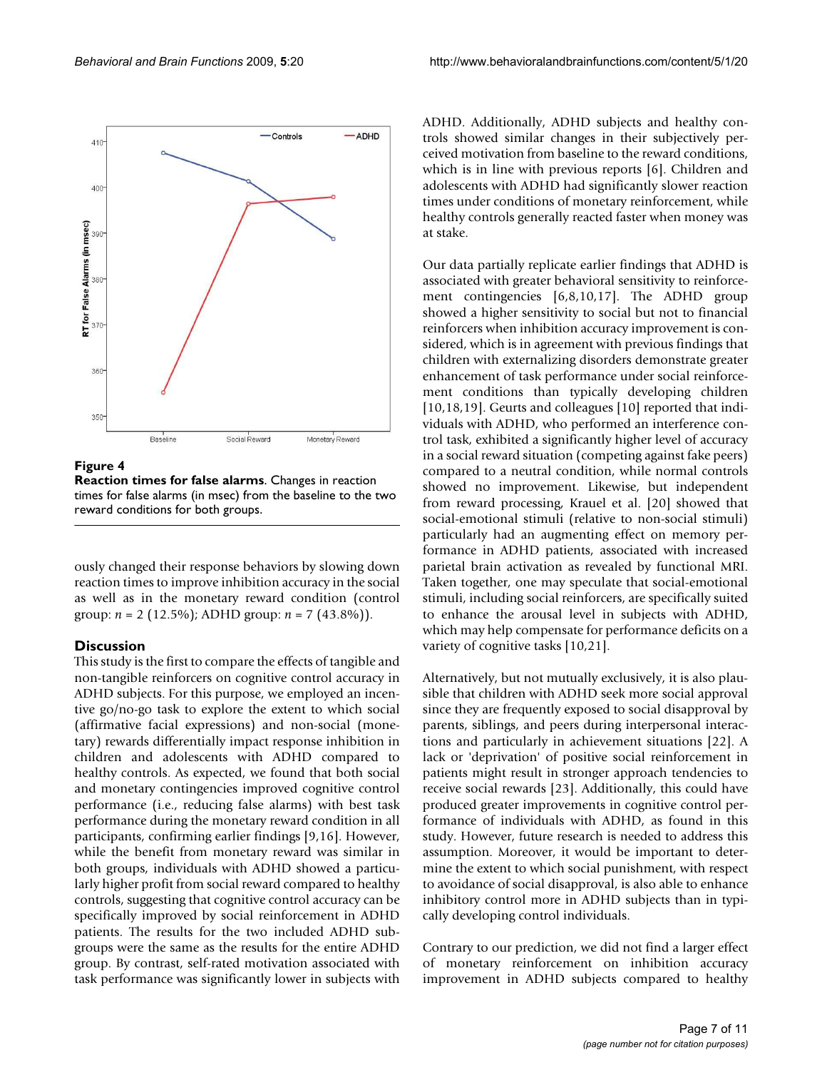**Figure 4**

**Reaction times for false alarms**. Changes in reaction times for false alarms (in msec) from the baseline to the two reward conditions for both groups.

ously changed their response behaviors by slowing down reaction times to improve inhibition accuracy in the social as well as in the monetary reward condition (control group: $n = 2$ (12.5%); ADHD group: $n = 7$ (43.8%)).

## Discussion

This study is the first to compare the effects of tangible and non-tangible reinforcers on cognitive control accuracy in ADHD subjects. For this purpose, we employed an incentive go/no-go task to explore the extent to which social (affirmative facial expressions) and non-social (monetary) rewards differentially impact response inhibition in children and adolescents with ADHD compared to healthy controls. As expected, we found that both social and monetary contingencies improved cognitive control performance (i.e., reducing false alarms) with best task performance during the monetary reward condition in all participants, confirming earlier findings [9,16]. However, while the benefit from monetary reward was similar in both groups, individuals with ADHD showed a particularly higher profit from social reward compared to healthy controls, suggesting that cognitive control accuracy can be specifically improved by social reinforcement in ADHD patients. The results for the two included ADHD subgroups were the same as the results for the entire ADHD group. By contrast, self-rated motivation associated with task performance was significantly lower in subjects with ADHD. Additionally, ADHD subjects and healthy controls showed similar changes in their subjectively perceived motivation from baseline to the reward conditions, which is in line with previous reports [6]. Children and adolescents with ADHD had significantly slower reaction times under conditions of monetary reinforcement, while healthy controls generally reacted faster when money was at stake.

Our data partially replicate earlier findings that ADHD is associated with greater behavioral sensitivity to reinforcement contingencies [6,8,10,17]. The ADHD group showed a higher sensitivity to social but not to financial reinforcers when inhibition accuracy improvement is considered, which is in agreement with previous findings that children with externalizing disorders demonstrate greater enhancement of task performance under social reinforcement conditions than typically developing children [10,18,19]. Geurts and colleagues [10] reported that individuals with ADHD, who performed an interference control task, exhibited a significantly higher level of accuracy in a social reward situation (competing against fake peers) compared to a neutral condition, while normal controls showed no improvement. Likewise, but independent from reward processing, Krauel et al. [20] showed that social-emotional stimuli (relative to non-social stimuli) particularly had an augmenting effect on memory performance in ADHD patients, associated with increased parietal brain activation as revealed by functional MRI. Taken together, one may speculate that social-emotional stimuli, including social reinforcers, are specifically suited to enhance the arousal level in subjects with ADHD, which may help compensate for performance deficits on a variety of cognitive tasks [10,21].

Alternatively, but not mutually exclusively, it is also plausible that children with ADHD seek more social approval since they are frequently exposed to social disapproval by parents, siblings, and peers during interpersonal interactions and particularly in achievement situations [22]. A lack or 'deprivation' of positive social reinforcement in patients might result in stronger approach tendencies to receive social rewards [23]. Additionally, this could have produced greater improvements in cognitive control performance of individuals with ADHD, as found in this study. However, future research is needed to address this assumption. Moreover, it would be important to determine the extent to which social punishment, with respect to avoidance of social disapproval, is also able to enhance inhibitory control more in ADHD subjects than in typically developing control individuals.

Contrary to our prediction, we did not find a larger effect of monetary reinforcement on inhibition accuracy improvement in ADHD subjects compared to healthy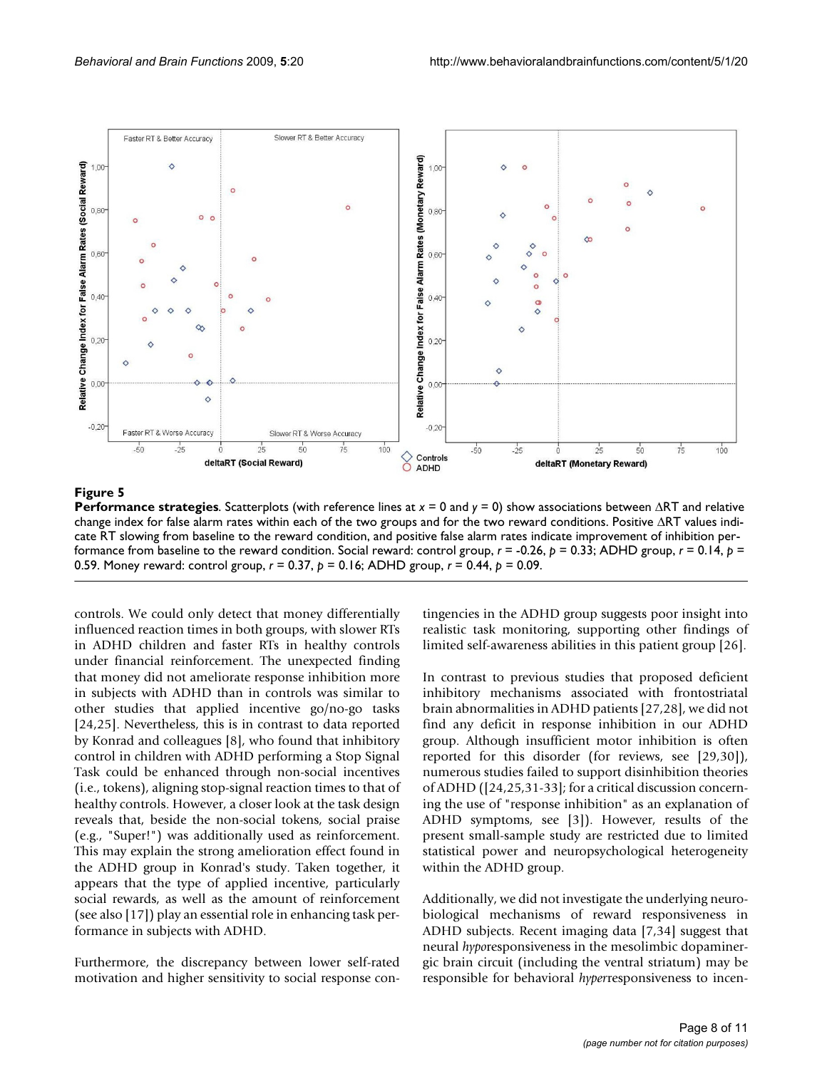**Figure 5**

**Performance strategies**. Scatterplots (with reference lines at $x = 0$ and $y = 0$) show associations between ΔRT and relative change index for false alarm rates within each of the two groups and for the two reward conditions. Positive ΔRT values indicate RT slowing from baseline to the reward condition, and positive false alarm rates indicate improvement of inhibition performance from baseline to the reward condition. Social reward: control group, $r = -0.26$, $p = 0.33$; ADHD group, $r = 0.14$, $p = 0.59$. Money reward: control group, $r = 0.37$, $p = 0.16$; ADHD group, $r = 0.44$, $p = 0.09$.

controls. We could only detect that money differentially influenced reaction times in both groups, with slower RTs in ADHD children and faster RTs in healthy controls under financial reinforcement. The unexpected finding that money did not ameliorate response inhibition more in subjects with ADHD than in controls was similar to other studies that applied incentive go/no-go tasks [24,25]. Nevertheless, this is in contrast to data reported by Konrad and colleagues [8], who found that inhibitory control in children with ADHD performing a Stop Signal Task could be enhanced through non-social incentives (i.e., tokens), aligning stop-signal reaction times to that of healthy controls. However, a closer look at the task design reveals that, beside the non-social tokens, social praise (e.g., "Super!") was additionally used as reinforcement. This may explain the strong amelioration effect found in the ADHD group in Konrad's study. Taken together, it appears that the type of applied incentive, particularly social rewards, as well as the amount of reinforcement (see also [17]) play an essential role in enhancing task performance in subjects with ADHD.

Furthermore, the discrepancy between lower self-rated motivation and higher sensitivity to social response contingencies in the ADHD group suggests poor insight into realistic task monitoring, supporting other findings of limited self-awareness abilities in this patient group [26].

In contrast to previous studies that proposed deficient inhibitory mechanisms associated with frontostriatal brain abnormalities in ADHD patients [27,28], we did not find any deficit in response inhibition in our ADHD group. Although insufficient motor inhibition is often reported for this disorder (for reviews, see [29,30]), numerous studies failed to support disinhibition theories of ADHD ([24,25,31-33]; for a critical discussion concerning the use of "response inhibition" as an explanation of ADHD symptoms, see [3]). However, results of the present small-sample study are restricted due to limited statistical power and neuropsychological heterogeneity within the ADHD group.

Additionally, we did not investigate the underlying neurobiological mechanisms of reward responsiveness in ADHD subjects. Recent imaging data [7,34] suggest that neural *hypo*responsiveness in the mesolimbic dopaminergic brain circuit (including the ventral striatum) may be responsible for behavioral *hyper*responsiveness to incen-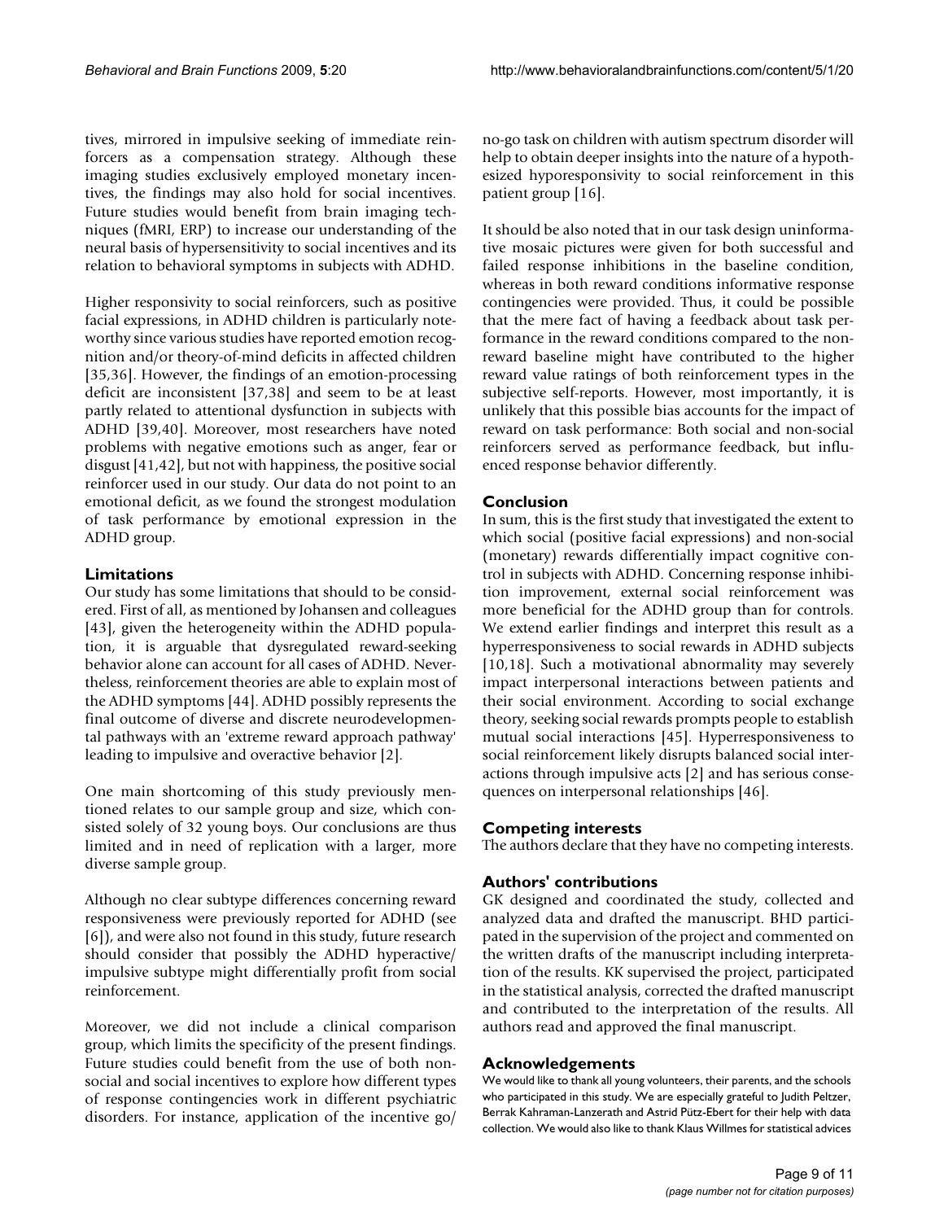tives, mirrored in impulsive seeking of immediate reinforcers as a compensation strategy. Although these imaging studies exclusively employed monetary incentives, the findings may also hold for social incentives. Future studies would benefit from brain imaging techniques (fMRI, ERP) to increase our understanding of the neural basis of hypersensitivity to social incentives and its relation to behavioral symptoms in subjects with ADHD.

Higher responsivity to social reinforcers, such as positive facial expressions, in ADHD children is particularly noteworthy since various studies have reported emotion recognition and/or theory-of-mind deficits in affected children [35,36]. However, the findings of an emotion-processing deficit are inconsistent [37,38] and seem to be at least partly related to attentional dysfunction in subjects with ADHD [39,40]. Moreover, most researchers have noted problems with negative emotions such as anger, fear or disgust [41,42], but not with happiness, the positive social reinforcer used in our study. Our data do not point to an emotional deficit, as we found the strongest modulation of task performance by emotional expression in the ADHD group.

## Limitations

Our study has some limitations that should to be considered. First of all, as mentioned by Johansen and colleagues [43], given the heterogeneity within the ADHD population, it is arguable that dysregulated reward-seeking behavior alone can account for all cases of ADHD. Nevertheless, reinforcement theories are able to explain most of the ADHD symptoms [44]. ADHD possibly represents the final outcome of diverse and discrete neurodevelopmental pathways with an 'extreme reward approach pathway' leading to impulsive and overactive behavior [2].

One main shortcoming of this study previously mentioned relates to our sample group and size, which consisted solely of 32 young boys. Our conclusions are thus limited and in need of replication with a larger, more diverse sample group.

Although no clear subtype differences concerning reward responsiveness were previously reported for ADHD (see [6]), and were also not found in this study, future research should consider that possibly the ADHD hyperactive/impulsive subtype might differentially profit from social reinforcement.

Moreover, we did not include a clinical comparison group, which limits the specificity of the present findings. Future studies could benefit from the use of both nonsocial and social incentives to explore how different types of response contingencies work in different psychiatric disorders. For instance, application of the incentive go/no-go task on children with autism spectrum disorder will help to obtain deeper insights into the nature of a hypothesized hyporesponsivity to social reinforcement in this patient group [16].

It should be also noted that in our task design uninformative mosaic pictures were given for both successful and failed response inhibitions in the baseline condition, whereas in both reward conditions informative response contingencies were provided. Thus, it could be possible that the mere fact of having a feedback about task performance in the reward conditions compared to the nonreward baseline might have contributed to the higher reward value ratings of both reinforcement types in the subjective self-reports. However, most importantly, it is unlikely that this possible bias accounts for the impact of reward on task performance: Both social and non-social reinforcers served as performance feedback, but influenced response behavior differently.

## Conclusion

In sum, this is the first study that investigated the extent to which social (positive facial expressions) and non-social (monetary) rewards differentially impact cognitive control in subjects with ADHD. Concerning response inhibition improvement, external social reinforcement was more beneficial for the ADHD group than for controls. We extend earlier findings and interpret this result as a hyperresponsiveness to social rewards in ADHD subjects [10,18]. Such a motivational abnormality may severely impact interpersonal interactions between patients and their social environment. According to social exchange theory, seeking social rewards prompts people to establish mutual social interactions [45]. Hyperresponsiveness to social reinforcement likely disrupts balanced social interactions through impulsive acts [2] and has serious consequences on interpersonal relationships [46].

## Competing interests

The authors declare that they have no competing interests.

## Authors' contributions

GK designed and coordinated the study, collected and analyzed data and drafted the manuscript. BHD participated in the supervision of the project and commented on the written drafts of the manuscript including interpretation of the results. KK supervised the project, participated in the statistical analysis, corrected the drafted manuscript and contributed to the interpretation of the results. All authors read and approved the final manuscript.

## Acknowledgements

We would like to thank all young volunteers, their parents, and the schools who participated in this study. We are especially grateful to Judith Peltzer, Berrak Kahraman-Lanzerath and Astrid Pütz-Ebert for their help with data collection. We would also like to thank Klaus Willmes for statistical advices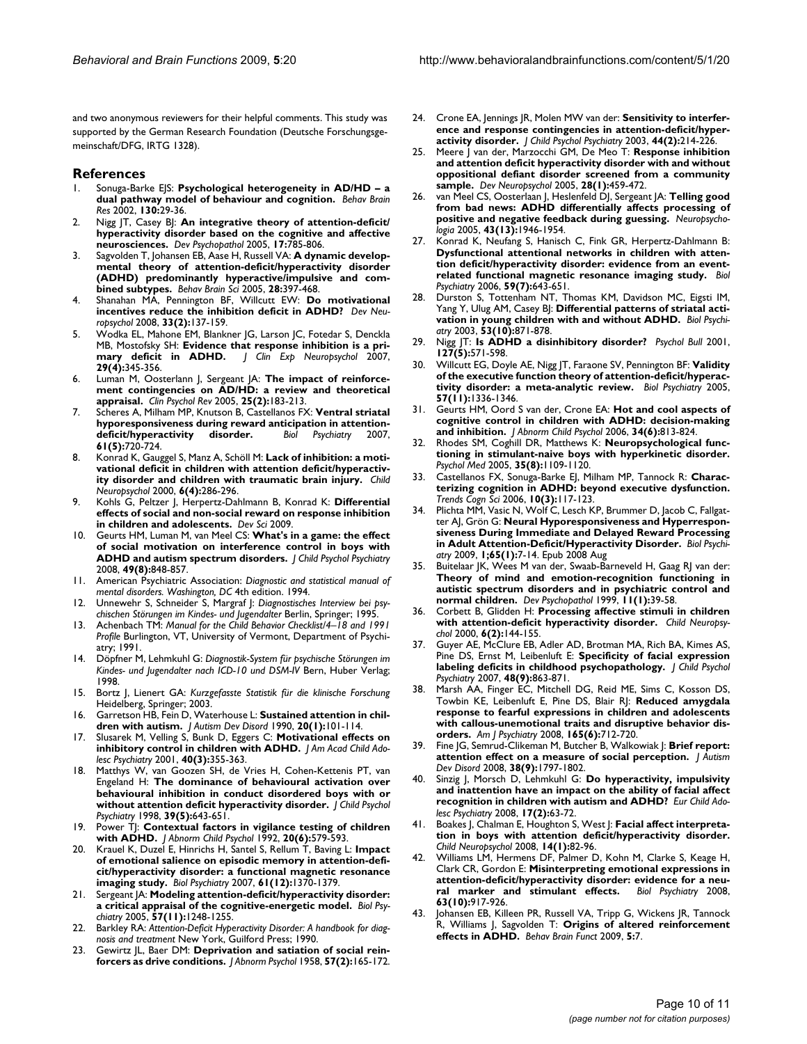and two anonymous reviewers for their helpful comments. This study was supported by the German Research Foundation (Deutsche Forschungsgemeinschaft/DFG, IRTG 1328).

## References

1. Sonuga-Barke EJS: **Psychological heterogeneity in AD/HD – a dual pathway model of behaviour and cognition.** *Behav Brain Res* 2002, **130:**29-36.
2. Nigg JT, Casey BJ: **An integrative theory of attention-deficit/hyperactivity disorder based on the cognitive and affective neurosciences.** *Dev Psychopathol* 2005, **17:**785-806.
3. Sagvolden T, Johansen EB, Aase H, Russell VA: **A dynamic developmental theory of attention-deficit/hyperactivity disorder (ADHD) predominantly hyperactive/impulsive and combined subtypes.** *Behav Brain Sci* 2005, **28:**397-468.
4. Shanahan MA, Pennington BF, Willcutt EW: **Do motivational incentives reduce the inhibition deficit in ADHD?** *Dev Neuropsychol* 2008, **33(2):**137-159.
5. Wodka EL, Mahone EM, Blankner JG, Larson JC, Fotedar S, Denckla MB, Mostofsky SH: **Evidence that response inhibition is a primary deficit in ADHD.** *J Clin Exp Neuropsychol* 2007, **29(4):**345-356.
6. Luman M, Oosterlann J, Sergeant JA: **The impact of reinforcement contingencies on AD/HD: a review and theoretical appraisal.** *Clin Psychol Rev* 2005, **25(2):**183-213.
7. Scheres A, Milham MP, Knutson B, Castellanos FX: **Ventral striatal hyporesponsiveness during reward anticipation in attention-deficit/hyperactivity disorder.** *Biol Psychiatry* 2007, **61(5):**720-724.
8. Konrad K, Gauggel S, Manz A, Schöll M: **Lack of inhibition: a motivational deficit in children with attention deficit/hyperactivity disorder and children with traumatic brain injury.** *Child Neuropsychol* 2000, **6(4):**286-296.
9. Kohls G, Peltzer J, Herpertz-Dahlmann B, Konrad K: **Differential effects of social and non-social reward on response inhibition in children and adolescents.** *Dev Sci* 2009.
10. Geurts HM, Luman M, van Meel CS: **What's in a game: the effect of social motivation on interference control in boys with ADHD and autism spectrum disorders.** *J Child Psychol Psychiatry* 2008, **49(8):**848-857.
11. American Psychiatric Association: *Diagnostic and statistical manual of mental disorders. Washington, DC* 4th edition. 1994.
12. Unnewehr S, Schneider S, Margraf J: *Diagnostisches Interview bei psychischen Störungen im Kindes- und Jugendalter* Berlin, Springer; 1995.
13. Achenbach TM: *Manual for the Child Behavior Checklist/4–18 and 1991 Profile* Burlington, VT, University of Vermont, Department of Psychiatry; 1991.
14. Döpfner M, Lehmkuhl G: *Diagnostik-System für psychische Störungen im Kindes- und Jugendalter nach ICD-10 und DSM-IV* Bern, Huber Verlag; 1998.
15. Bortz J, Lienert GA: *Kurzgefasste Statistik für die klinische Forschung* Heidelberg, Springer; 2003.
16. Garretson HB, Fein D, Waterhouse L: **Sustained attention in children with autism.** *J Autism Dev Disord* 1990, **20(1):**101-114.
17. Slusarek M, Velling S, Bunk D, Eggers C: **Motivational effects on inhibitory control in children with ADHD.** *J Am Acad Child Adolesc Psychiatry* 2001, **40(3):**355-363.
18. Matthys W, van Goozen SH, de Vries H, Cohen-Kettenis PT, van Engeland H: **The dominance of behavioural activation over behavioural inhibition in conduct disordered boys with or without attention deficit hyperactivity disorder.** *J Child Psychol Psychiatry* 1998, **39(5):**643-651.
19. Power TJ: **Contextual factors in vigilance testing of children with ADHD.** *J Abnorm Child Psychol* 1992, **20(6):**579-593.
20. Krauel K, Duzel E, Hinrichs H, Santel S, Rellum T, Baving L: **Impact of emotional salience on episodic memory in attention-deficit/hyperactivity disorder: a functional magnetic resonance imaging study.** *Biol Psychiatry* 2007, **61(12):**1370-1379.
21. Sergeant JA: **Modeling attention-deficit/hyperactivity disorder: a critical appraisal of the cognitive-energetic model.** *Biol Psychiatry* 2005, **57(11):**1248-1255.
22. Barkley RA: *Attention-Deficit Hyperactivity Disorder: A handbook for diagnosis and treatment* New York, Guilford Press; 1990.
23. Gewirtz JL, Baer DM: **Deprivation and satiation of social reinforcers as drive conditions.** *J Abnorm Psychol* 1958, **57(2):**165-172.
24. Crone EA, Jennings JR, Molen MW van der: **Sensitivity to interference and response contingencies in attention-deficit/hyperactivity disorder.** *J Child Psychol Psychiatry* 2003, **44(2):**214-226.
25. Meere J van der, Marzocchi GM, De Meo T: **Response inhibition and attention deficit hyperactivity disorder with and without oppositional defiant disorder screened from a community sample.** *Dev Neuropsychol* 2005, **28(1):**459-472.
26. van Meel CS, Oosterlaan J, Heslenfeld DJ, Sergeant JA: **Telling good from bad news: ADHD differentially affects processing of positive and negative feedback during guessing.** *Neuropsychologia* 2005, **43(13):**1946-1954.
27. Konrad K, Neufang S, Hanisch C, Fink GR, Herpertz-Dahlmann B: **Dysfunctional attentional networks in children with attention deficit/hyperactivity disorder: evidence from an event-related functional magnetic resonance imaging study.** *Biol Psychiatry* 2006, **59(7):**643-651.
28. Durston S, Tottenham NT, Thomas KM, Davidson MC, Eigsti IM, Yang Y, Ulug AM, Casey BJ: **Differential patterns of striatal activation in young children with and without ADHD.** *Biol Psychiatry* 2003, **53(10):**871-878.
29. Nigg JT: **Is ADHD a disinhibitory disorder?** *Psychol Bull* 2001, **127(5):**571-598.
30. Willcutt EG, Doyle AE, Nigg JT, Faraone SV, Pennington BF: **Validity of the executive function theory of attention-deficit/hyperactivity disorder: a meta-analytic review.** *Biol Psychiatry* 2005, **57(11):**1336-1346.
31. Geurts HM, Oord S van der, Crone EA: **Hot and cool aspects of cognitive control in children with ADHD: decision-making and inhibition.** *J Abnorm Child Psychol* 2006, **34(6):**813-824.
32. Rhodes SM, Coghill DR, Matthews K: **Neuropsychological functioning in stimulant-naive boys with hyperkinetic disorder.** *Psychol Med* 2005, **35(8):**1109-1120.
33. Castellanos FX, Sonuga-Barke EJ, Milham MP, Tannock R: **Characterizing cognition in ADHD: beyond executive dysfunction.** *Trends Cogn Sci* 2006, **10(3):**117-123.
34. Plichta MM, Vasic N, Wolf C, Lesch KP, Brummer D, Jacob C, Fallgatter AJ, Grön G: **Neural Hyporesponsiveness and Hyperresponsiveness During Immediate and Delayed Reward Processing in Adult Attention-Deficit/Hyperactivity Disorder.** *Biol Psychiatry* 2009, **1;65(1):**7-14. Epub 2008 Aug
35. Buitelaar JK, Wees M van der, Swaab-Barneveld H, Gaag RJ van der: **Theory of mind and emotion-recognition functioning in autistic spectrum disorders and in psychiatric control and normal children.** *Dev Psychopathol* 1999, **11(1):**39-58.
36. Corbett B, Glidden H: **Processing affective stimuli in children with attention-deficit hyperactivity disorder.** *Child Neuropsychol* 2000, **6(2):**144-155.
37. Guyer AE, McClure EB, Adler AD, Brotman MA, Rich BA, Kimes AS, Pine DS, Ernst M, Leibenluft E: **Specificity of facial expression labeling deficits in childhood psychopathology.** *J Child Psychol Psychiatry* 2007, **48(9):**863-871.
38. Marsh AA, Finger EC, Mitchell DG, Reid ME, Sims C, Kosson DS, Towbin KE, Leibenluft E, Pine DS, Blair RJ: **Reduced amygdala response to fearful expressions in children and adolescents with callous-unemotional traits and disruptive behavior disorders.** *Am J Psychiatry* 2008, **165(6):**712-720.
39. Fine JG, Semrud-Clikeman M, Butcher B, Walkowiak J: **Brief report: attention effect on a measure of social perception.** *J Autism Dev Disord* 2008, **38(9):**1797-1802.
40. Sinzig J, Morsch D, Lehmkuhl G: **Do hyperactivity, impulsivity and inattention have an impact on the ability of facial affect recognition in children with autism and ADHD?** *Eur Child Adolesc Psychiatry* 2008, **17(2):**63-72.
41. Boakes J, Chalman E, Houghton S, West J: **Facial affect interpretation in boys with attention deficit/hyperactivity disorder.** *Child Neuropsychol* 2008, **14(1):**82-96.
42. Williams LM, Hermens DF, Palmer D, Kohn M, Clarke S, Keage H, Clark CR, Gordon E: **Misinterpreting emotional expressions in attention-deficit/hyperactivity disorder: evidence for a neural marker and stimulant effects.** *Biol Psychiatry* 2008, **63(10):**917-926.
43. Johansen EB, Killeen PR, Russell VA, Tripp G, Wickens JR, Tannock R, Williams J, Sagvolden T: **Origins of altered reinforcement effects in ADHD.** *Behav Brain Funct* 2009, **5:**7.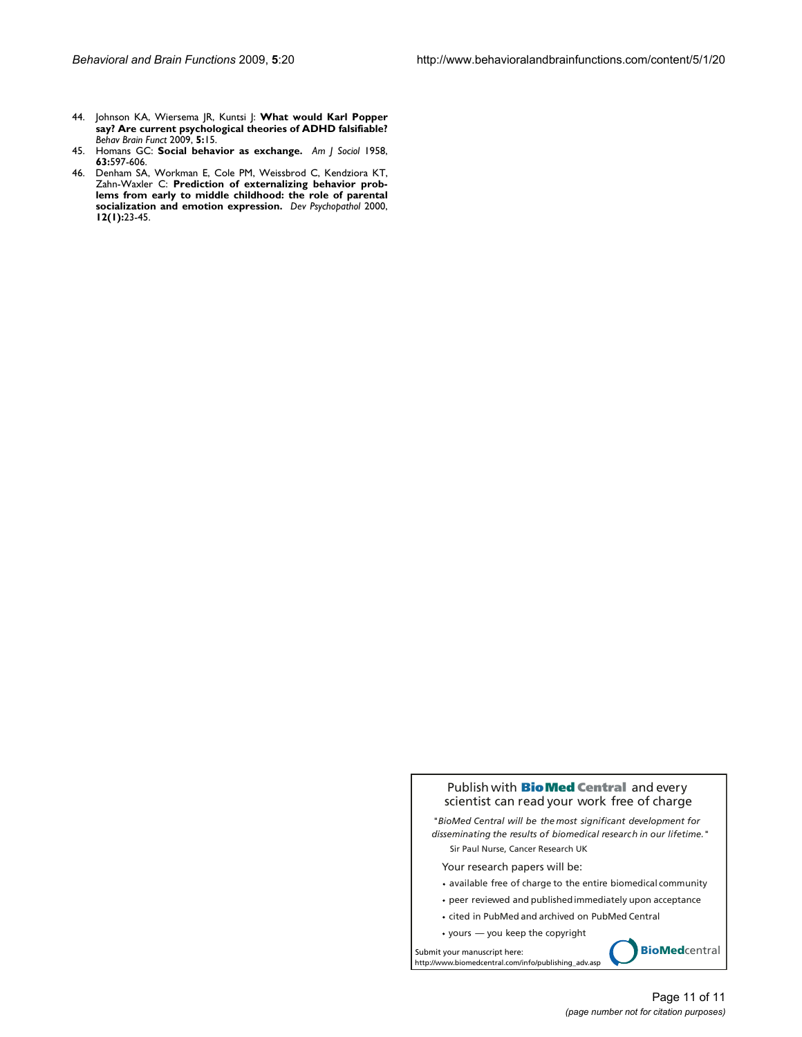44. Johnson KA, Wiersema JR, Kuntsi J: **What would Karl Popper say? Are current psychological theories of ADHD falsifiable?** *Behav Brain Funct* 2009, **5:**15.
45. Homans GC: **Social behavior as exchange.** *Am J Sociol* 1958, **63:**597-606.
46. Denham SA, Workman E, Cole PM, Weissbrod C, Kendziora KT, Zahn-Waxler C: **Prediction of externalizing behavior problems from early to middle childhood: the role of parental socialization and emotion expression.** *Dev Psychopathol* 2000, **12(1):**23-45.

Publish with **BioMed Central** and every scientist can read your work free of charge

*"BioMed Central will be the most significant development for disseminating the results of biomedical research in our lifetime."*
Sir Paul Nurse, Cancer Research UK

Your research papers will be:

- available free of charge to the entire biomedical community
- peer reviewed and published immediately upon acceptance
- cited in PubMed and archived on PubMed Central
- yours — you keep the copyright

Submit your manuscript here:
http://www.biomedcentral.com/info/publishing_adv.asp

**BioMed**central